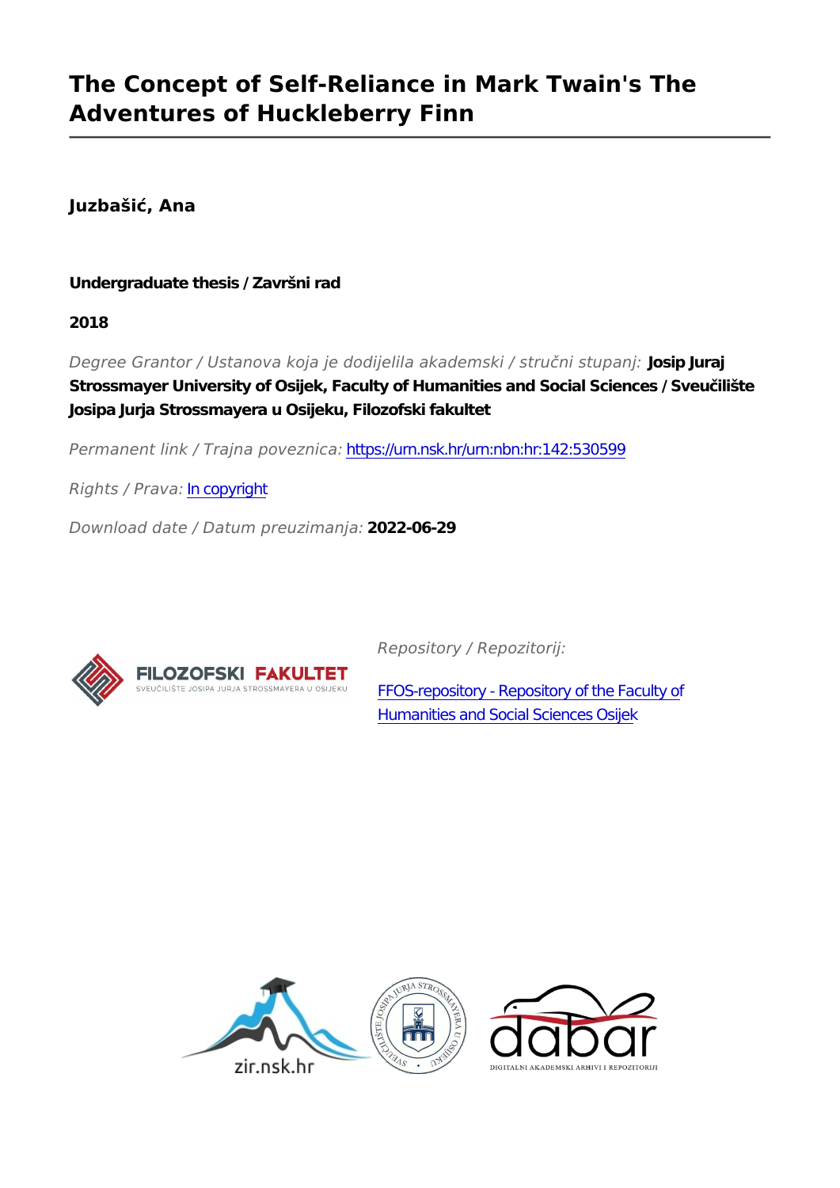# The Concept of Self-Reliance in Mark Twain's The Adventures of Huckleberry Finn

**Juzbašić, Ana**

**Undergraduate thesis / Završni rad**

**2018**

*Degree Grantor / Ustanova koja je dodijelila akademski / stručni stupanj:* **Josip Juraj Strossmayer University of Osijek, Faculty of Humanities and Social Sciences / Sveučilište Josipa Jurja Strossmayera u Osijeku, Filozofski fakultet**

*Permanent link / Trajna poveznica:* https://urn.nsk.hr/urn:nbn:hr:142:530599

*Rights / Prava:* In copyright

*Download date / Datum preuzimanja:* **2022-06-29**

*Repository / Repozitorij:*

FFOS-repository - Repository of the Faculty of Humanities and Social Sciences Osijek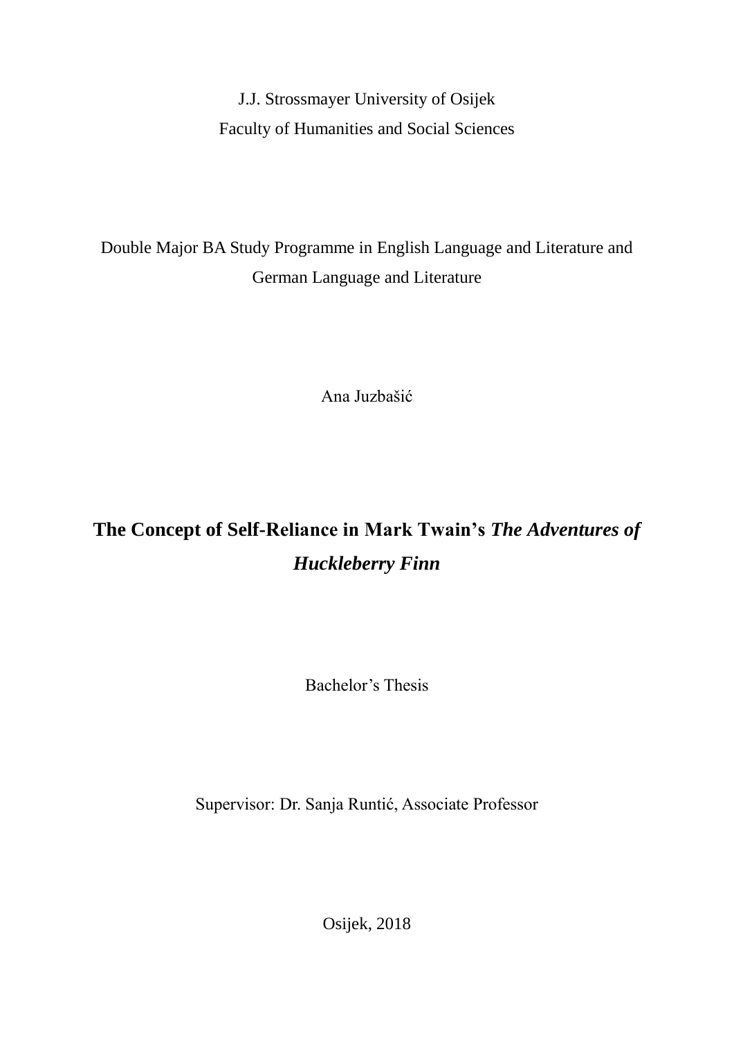J.J. Strossmayer University of Osijek

Faculty of Humanities and Social Sciences

Double Major BA Study Programme in English Language and Literature and German Language and Literature

Ana Juzbašić

# The Concept of Self-Reliance in Mark Twain's *The Adventures of Huckleberry Finn*

Bachelor's Thesis

Supervisor: Dr. Sanja Runtić, Associate Professor

Osijek, 2018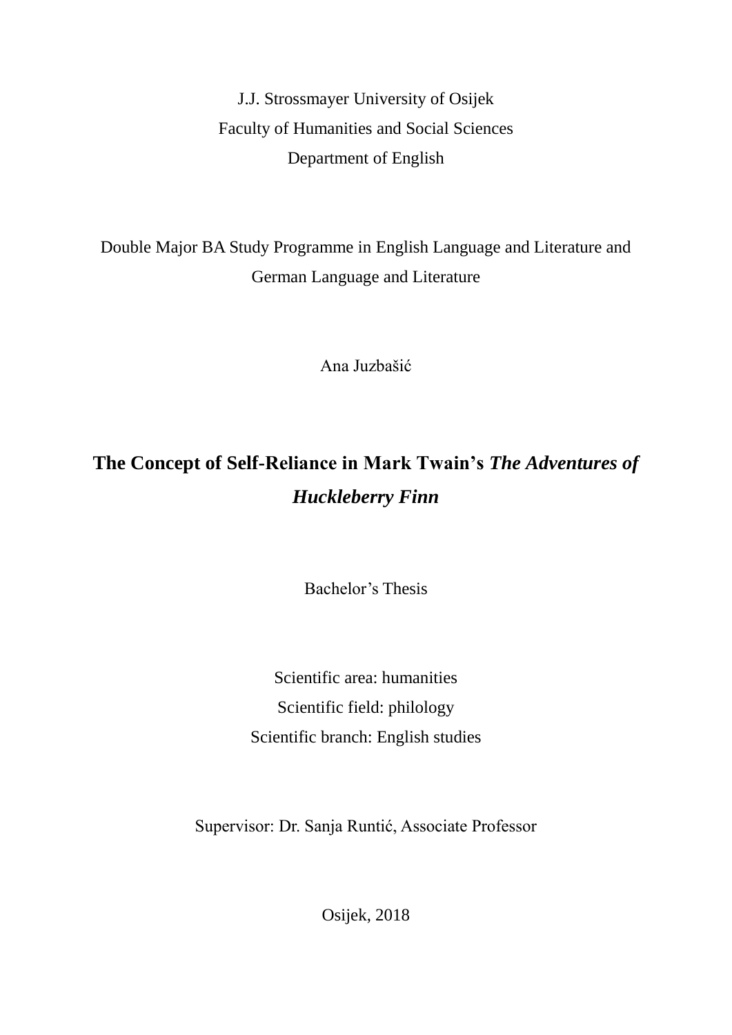J.J. Strossmayer University of Osijek

Faculty of Humanities and Social Sciences

Department of English

Double Major BA Study Programme in English Language and Literature and German Language and Literature

Ana Juzbašić

# The Concept of Self-Reliance in Mark Twain's *The Adventures of Huckleberry Finn*

Bachelor's Thesis

Scientific area: humanities

Scientific field: philology

Scientific branch: English studies

Supervisor: Dr. Sanja Runtić, Associate Professor

Osijek, 2018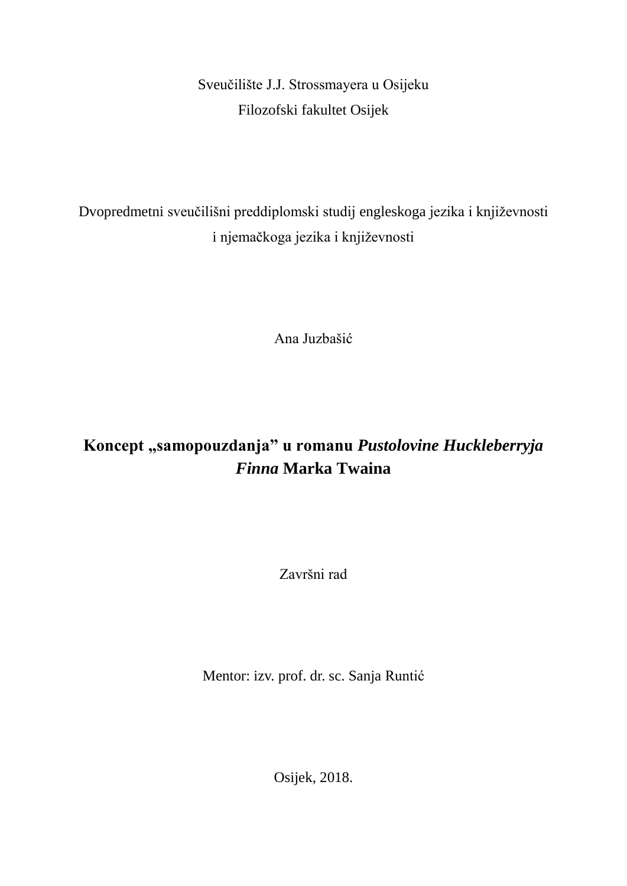Sveučilište J.J. Strossmayera u Osijeku

Filozofski fakultet Osijek

Dvopredmetni sveučilišni preddiplomski studij engleskoga jezika i književnosti i njemačkoga jezika i književnosti

Ana Juzbašić

# Koncept „samopouzdanja" u romanu *Pustolovine Huckleberryja Finna* Marka Twaina

Završni rad

Mentor: izv. prof. dr. sc. Sanja Runtić

Osijek, 2018.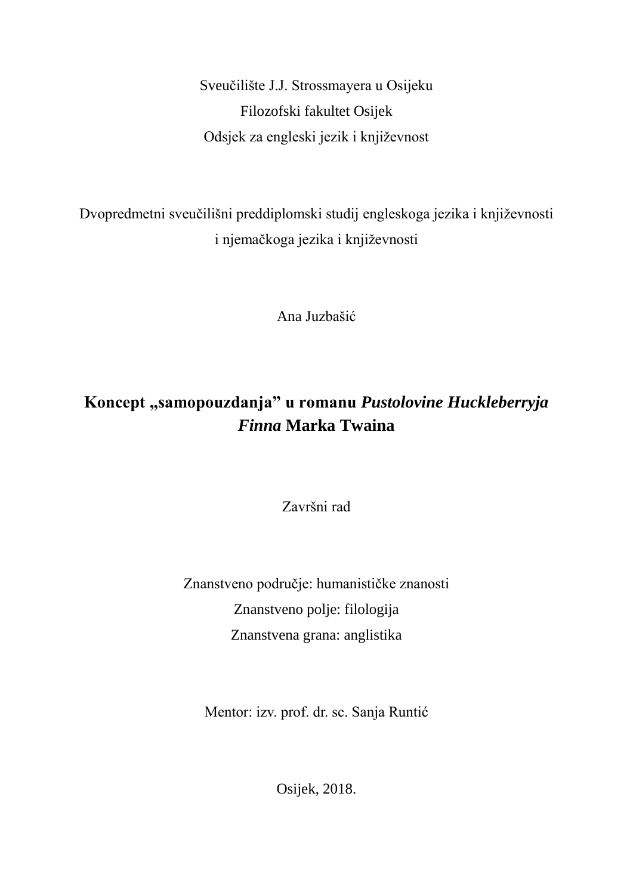Sveučilište J.J. Strossmayera u Osijeku

Filozofski fakultet Osijek

Odsjek za engleski jezik i književnost

Dvopredmetni sveučilišni preddiplomski studij engleskoga jezika i književnosti i njemačkoga jezika i književnosti

Ana Juzbašić

# Koncept „samopouzdanja” u romanu *Pustolovine Huckleberryja Finna* Marka Twaina

Završni rad

Znanstveno područje: humanističke znanosti

Znanstveno polje: filologija

Znanstvena grana: anglistika

Mentor: izv. prof. dr. sc. Sanja Runtić

Osijek, 2018.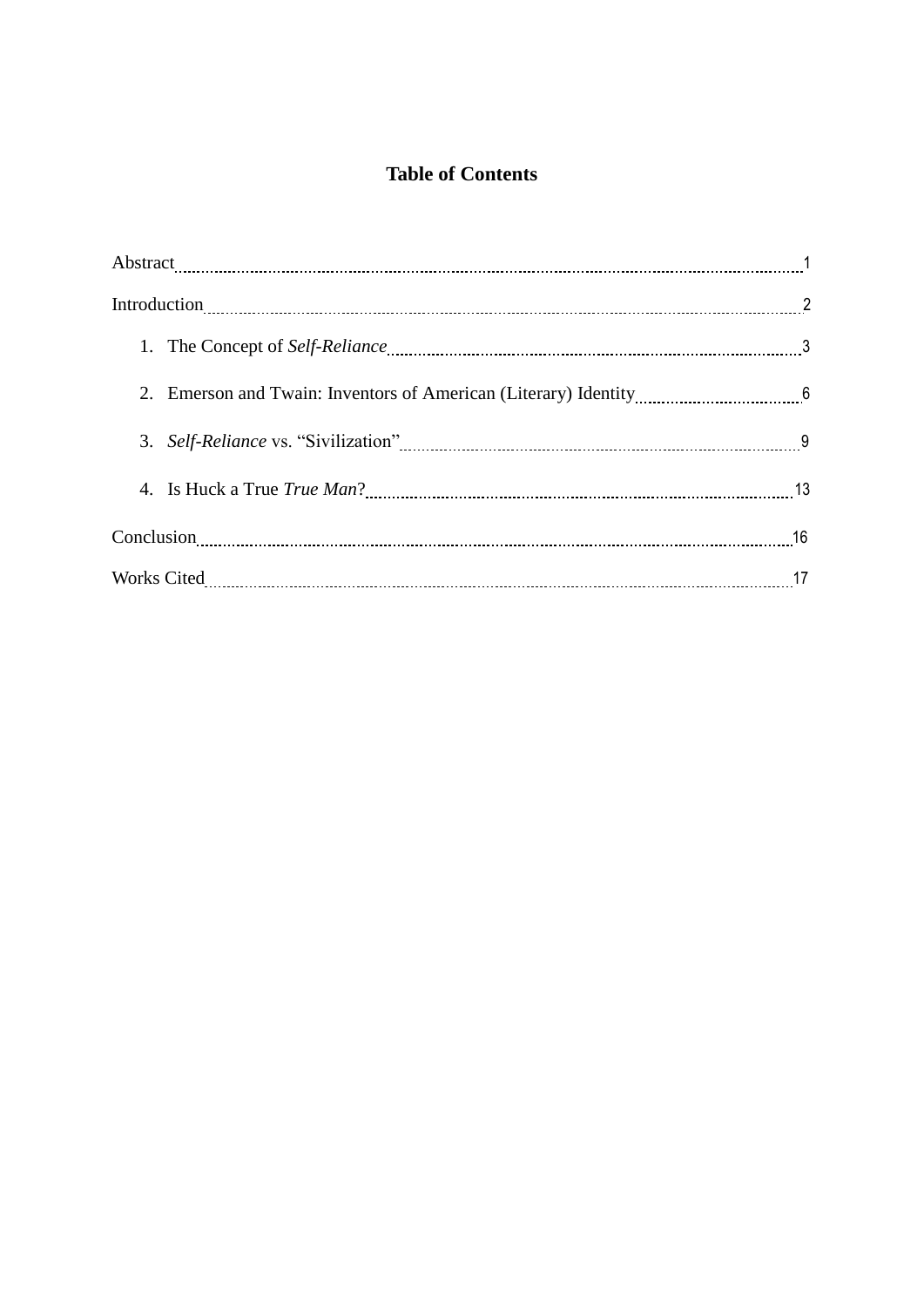# Table of Contents

Abstract ........ 1

Introduction ........ 2

1. The Concept of *Self-Reliance* ........ 3
2. Emerson and Twain: Inventors of American (Literary) Identity ........ 6
3. *Self-Reliance* vs. "Sivilization" ........ 9
4. Is Huck a True *True Man*? ........ 13

Conclusion ........ 16

Works Cited ........ 17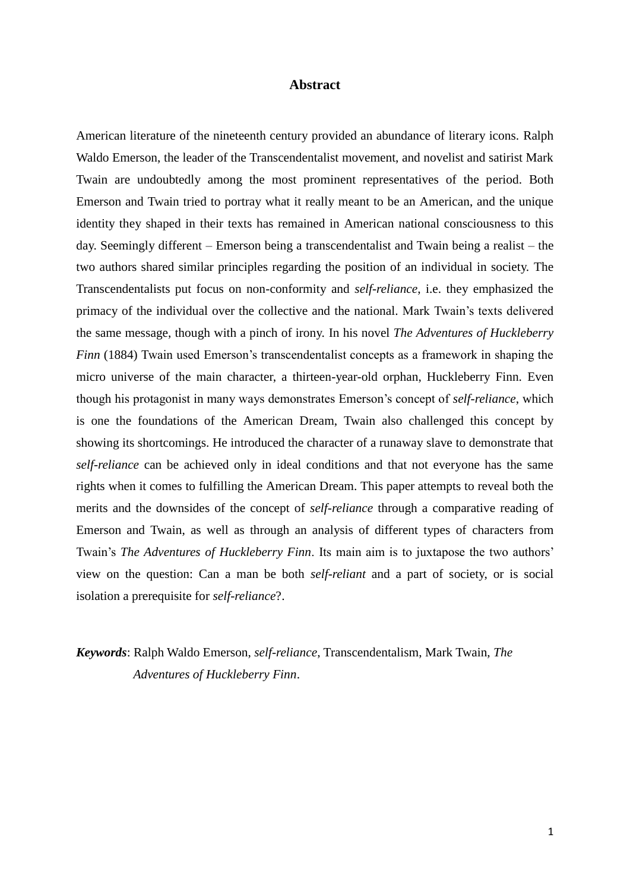## Abstract

American literature of the nineteenth century provided an abundance of literary icons. Ralph Waldo Emerson, the leader of the Transcendentalist movement, and novelist and satirist Mark Twain are undoubtedly among the most prominent representatives of the period. Both Emerson and Twain tried to portray what it really meant to be an American, and the unique identity they shaped in their texts has remained in American national consciousness to this day. Seemingly different – Emerson being a transcendentalist and Twain being a realist – the two authors shared similar principles regarding the position of an individual in society. The Transcendentalists put focus on non-conformity and *self-reliance*, i.e. they emphasized the primacy of the individual over the collective and the national. Mark Twain's texts delivered the same message, though with a pinch of irony. In his novel *The Adventures of Huckleberry Finn* (1884) Twain used Emerson's transcendentalist concepts as a framework in shaping the micro universe of the main character, a thirteen-year-old orphan, Huckleberry Finn. Even though his protagonist in many ways demonstrates Emerson's concept of *self-reliance*, which is one the foundations of the American Dream, Twain also challenged this concept by showing its shortcomings. He introduced the character of a runaway slave to demonstrate that *self-reliance* can be achieved only in ideal conditions and that not everyone has the same rights when it comes to fulfilling the American Dream. This paper attempts to reveal both the merits and the downsides of the concept of *self-reliance* through a comparative reading of Emerson and Twain, as well as through an analysis of different types of characters from Twain's *The Adventures of Huckleberry Finn*. Its main aim is to juxtapose the two authors' view on the question: Can a man be both *self-reliant* and a part of society, or is social isolation a prerequisite for *self-reliance*?.

***Keywords***: Ralph Waldo Emerson, *self-reliance*, Transcendentalism, Mark Twain, *The Adventures of Huckleberry Finn*.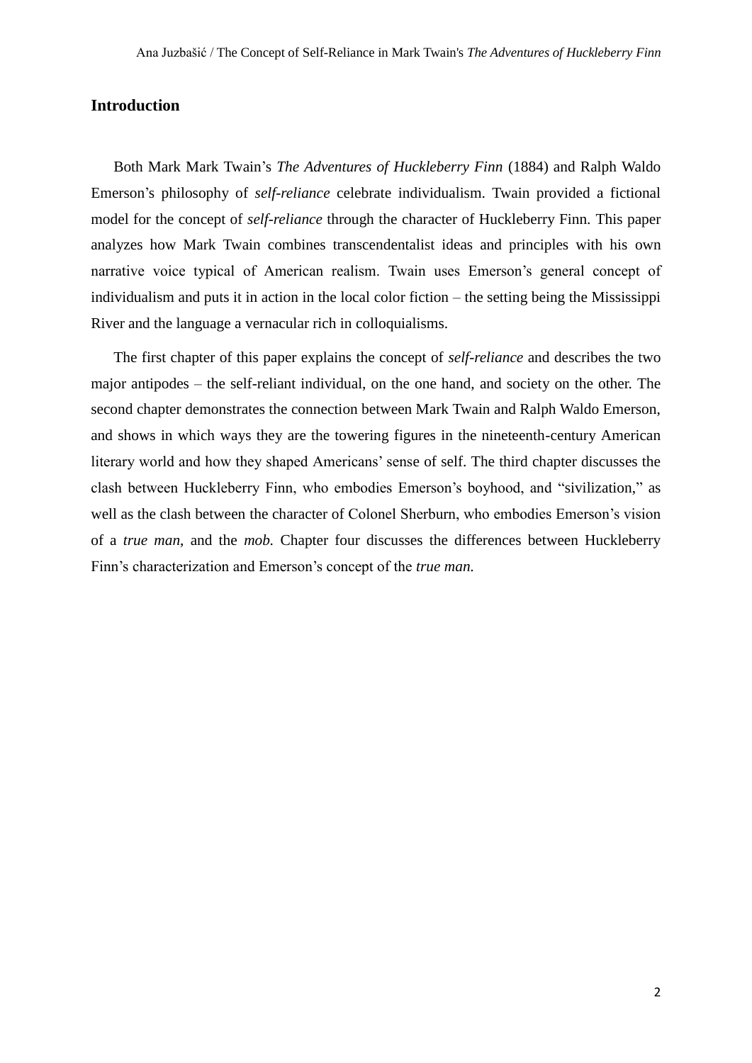## Introduction

Both Mark Mark Twain's *The Adventures of Huckleberry Finn* (1884) and Ralph Waldo Emerson's philosophy of *self-reliance* celebrate individualism. Twain provided a fictional model for the concept of *self-reliance* through the character of Huckleberry Finn. This paper analyzes how Mark Twain combines transcendentalist ideas and principles with his own narrative voice typical of American realism. Twain uses Emerson's general concept of individualism and puts it in action in the local color fiction – the setting being the Mississippi River and the language a vernacular rich in colloquialisms.

The first chapter of this paper explains the concept of *self-reliance* and describes the two major antipodes – the self-reliant individual, on the one hand, and society on the other. The second chapter demonstrates the connection between Mark Twain and Ralph Waldo Emerson, and shows in which ways they are the towering figures in the nineteenth-century American literary world and how they shaped Americans' sense of self. The third chapter discusses the clash between Huckleberry Finn, who embodies Emerson's boyhood, and "sivilization," as well as the clash between the character of Colonel Sherburn, who embodies Emerson's vision of a *true man*, and the *mob.* Chapter four discusses the differences between Huckleberry Finn's characterization and Emerson's concept of the *true man.*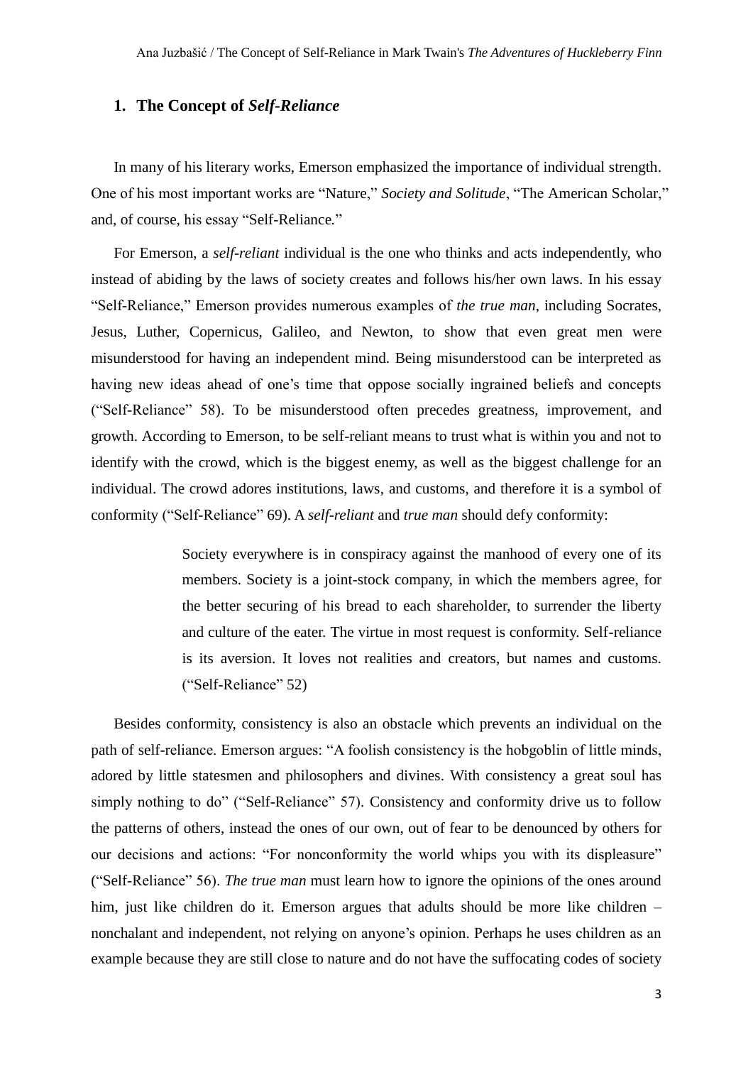## 1. The Concept of *Self-Reliance*

In many of his literary works, Emerson emphasized the importance of individual strength. One of his most important works are "Nature," *Society and Solitude*, "The American Scholar," and, of course, his essay "Self-Reliance."

For Emerson, a *self-reliant* individual is the one who thinks and acts independently, who instead of abiding by the laws of society creates and follows his/her own laws. In his essay "Self-Reliance," Emerson provides numerous examples of *the true man*, including Socrates, Jesus, Luther, Copernicus, Galileo, and Newton, to show that even great men were misunderstood for having an independent mind. Being misunderstood can be interpreted as having new ideas ahead of one's time that oppose socially ingrained beliefs and concepts ("Self-Reliance" 58). To be misunderstood often precedes greatness, improvement, and growth. According to Emerson, to be self-reliant means to trust what is within you and not to identify with the crowd, which is the biggest enemy, as well as the biggest challenge for an individual. The crowd adores institutions, laws, and customs, and therefore it is a symbol of conformity ("Self-Reliance" 69). A *self-reliant* and *true man* should defy conformity:

> Society everywhere is in conspiracy against the manhood of every one of its members. Society is a joint-stock company, in which the members agree, for the better securing of his bread to each shareholder, to surrender the liberty and culture of the eater. The virtue in most request is conformity. Self-reliance is its aversion. It loves not realities and creators, but names and customs. ("Self-Reliance" 52)

Besides conformity, consistency is also an obstacle which prevents an individual on the path of self-reliance. Emerson argues: "A foolish consistency is the hobgoblin of little minds, adored by little statesmen and philosophers and divines. With consistency a great soul has simply nothing to do" ("Self-Reliance" 57). Consistency and conformity drive us to follow the patterns of others, instead the ones of our own, out of fear to be denounced by others for our decisions and actions: "For nonconformity the world whips you with its displeasure" ("Self-Reliance" 56). *The true man* must learn how to ignore the opinions of the ones around him, just like children do it. Emerson argues that adults should be more like children – nonchalant and independent, not relying on anyone's opinion. Perhaps he uses children as an example because they are still close to nature and do not have the suffocating codes of society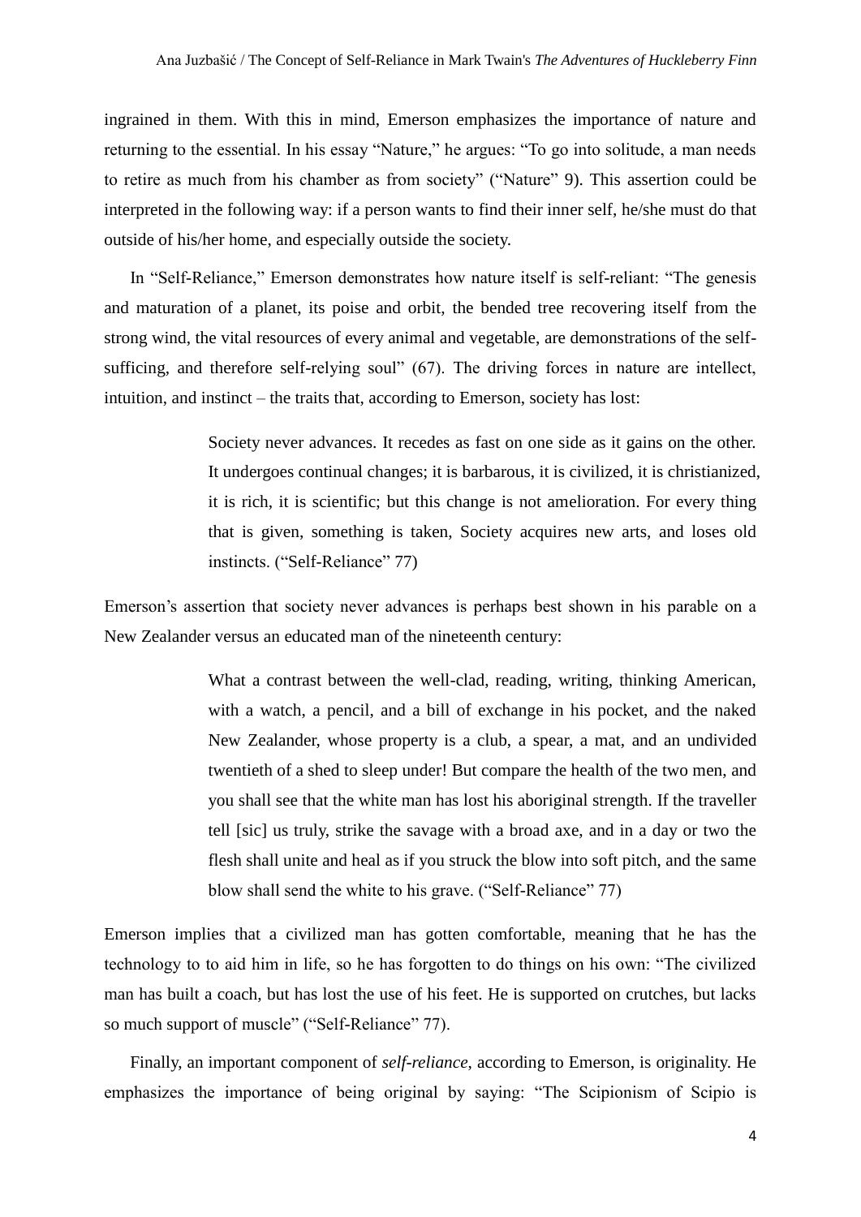ingrained in them. With this in mind, Emerson emphasizes the importance of nature and returning to the essential. In his essay "Nature," he argues: "To go into solitude, a man needs to retire as much from his chamber as from society" ("Nature" 9). This assertion could be interpreted in the following way: if a person wants to find their inner self, he/she must do that outside of his/her home, and especially outside the society.

In "Self-Reliance," Emerson demonstrates how nature itself is self-reliant: "The genesis and maturation of a planet, its poise and orbit, the bended tree recovering itself from the strong wind, the vital resources of every animal and vegetable, are demonstrations of the self-sufficing, and therefore self-relying soul" (67). The driving forces in nature are intellect, intuition, and instinct – the traits that, according to Emerson, society has lost:

> Society never advances. It recedes as fast on one side as it gains on the other. It undergoes continual changes; it is barbarous, it is civilized, it is christianized, it is rich, it is scientific; but this change is not amelioration. For every thing that is given, something is taken, Society acquires new arts, and loses old instincts. ("Self-Reliance" 77)

Emerson's assertion that society never advances is perhaps best shown in his parable on a New Zealander versus an educated man of the nineteenth century:

> What a contrast between the well-clad, reading, writing, thinking American, with a watch, a pencil, and a bill of exchange in his pocket, and the naked New Zealander, whose property is a club, a spear, a mat, and an undivided twentieth of a shed to sleep under! But compare the health of the two men, and you shall see that the white man has lost his aboriginal strength. If the traveller tell [sic] us truly, strike the savage with a broad axe, and in a day or two the flesh shall unite and heal as if you struck the blow into soft pitch, and the same blow shall send the white to his grave. ("Self-Reliance" 77)

Emerson implies that a civilized man has gotten comfortable, meaning that he has the technology to to aid him in life, so he has forgotten to do things on his own: "The civilized man has built a coach, but has lost the use of his feet. He is supported on crutches, but lacks so much support of muscle" ("Self-Reliance" 77).

Finally, an important component of *self-reliance*, according to Emerson, is originality. He emphasizes the importance of being original by saying: "The Scipionism of Scipio is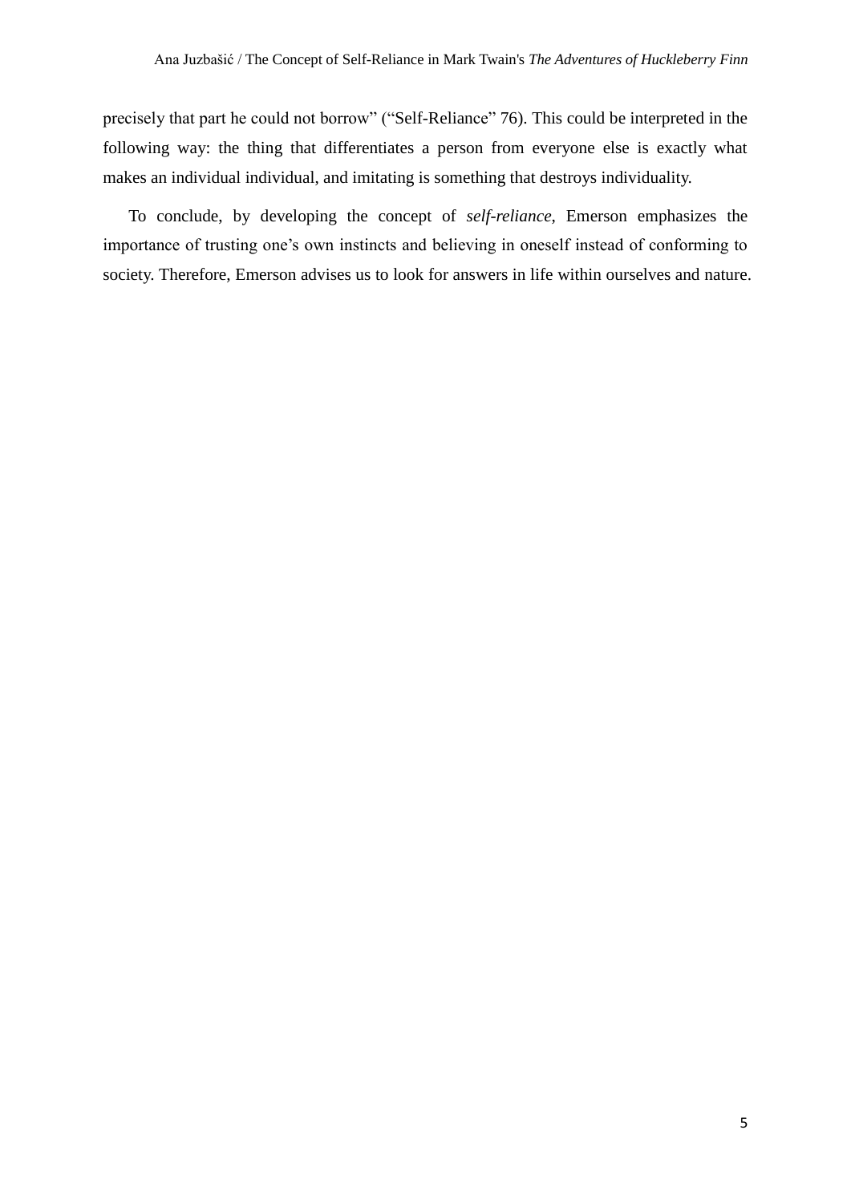precisely that part he could not borrow" ("Self-Reliance" 76). This could be interpreted in the following way: the thing that differentiates a person from everyone else is exactly what makes an individual individual, and imitating is something that destroys individuality.

To conclude, by developing the concept of *self-reliance*, Emerson emphasizes the importance of trusting one's own instincts and believing in oneself instead of conforming to society. Therefore, Emerson advises us to look for answers in life within ourselves and nature.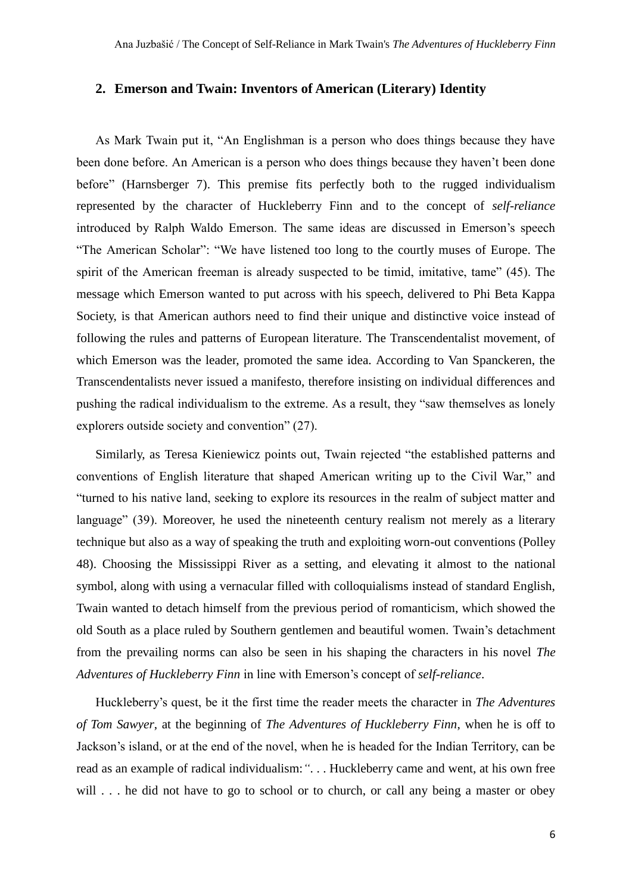## 2. Emerson and Twain: Inventors of American (Literary) Identity

As Mark Twain put it, "An Englishman is a person who does things because they have been done before. An American is a person who does things because they haven't been done before" (Harnsberger 7). This premise fits perfectly both to the rugged individualism represented by the character of Huckleberry Finn and to the concept of *self-reliance* introduced by Ralph Waldo Emerson. The same ideas are discussed in Emerson's speech "The American Scholar": "We have listened too long to the courtly muses of Europe. The spirit of the American freeman is already suspected to be timid, imitative, tame" (45). The message which Emerson wanted to put across with his speech, delivered to Phi Beta Kappa Society, is that American authors need to find their unique and distinctive voice instead of following the rules and patterns of European literature. The Transcendentalist movement, of which Emerson was the leader, promoted the same idea. According to Van Spanckeren, the Transcendentalists never issued a manifesto, therefore insisting on individual differences and pushing the radical individualism to the extreme. As a result, they "saw themselves as lonely explorers outside society and convention" (27).

Similarly, as Teresa Kieniewicz points out, Twain rejected "the established patterns and conventions of English literature that shaped American writing up to the Civil War," and "turned to his native land, seeking to explore its resources in the realm of subject matter and language" (39). Moreover, he used the nineteenth century realism not merely as a literary technique but also as a way of speaking the truth and exploiting worn-out conventions (Polley 48). Choosing the Mississippi River as a setting, and elevating it almost to the national symbol, along with using a vernacular filled with colloquialisms instead of standard English, Twain wanted to detach himself from the previous period of romanticism, which showed the old South as a place ruled by Southern gentlemen and beautiful women. Twain's detachment from the prevailing norms can also be seen in his shaping the characters in his novel *The Adventures of Huckleberry Finn* in line with Emerson's concept of *self-reliance*.

Huckleberry's quest, be it the first time the reader meets the character in *The Adventures of Tom Sawyer*, at the beginning of *The Adventures of Huckleberry Finn*, when he is off to Jackson's island, or at the end of the novel, when he is headed for the Indian Territory, can be read as an example of radical individualism: ". . . Huckleberry came and went, at his own free will . . . he did not have to go to school or to church, or call any being a master or obey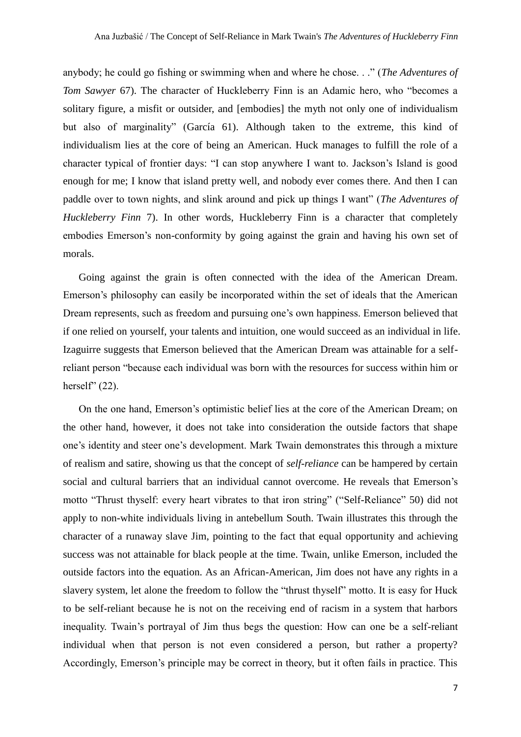anybody; he could go fishing or swimming when and where he chose. . ." (*The Adventures of Tom Sawyer* 67). The character of Huckleberry Finn is an Adamic hero, who "becomes a solitary figure, a misfit or outsider, and [embodies] the myth not only one of individualism but also of marginality" (García 61). Although taken to the extreme, this kind of individualism lies at the core of being an American. Huck manages to fulfill the role of a character typical of frontier days: "I can stop anywhere I want to. Jackson's Island is good enough for me; I know that island pretty well, and nobody ever comes there. And then I can paddle over to town nights, and slink around and pick up things I want" (*The Adventures of Huckleberry Finn* 7). In other words, Huckleberry Finn is a character that completely embodies Emerson's non-conformity by going against the grain and having his own set of morals.

Going against the grain is often connected with the idea of the American Dream. Emerson's philosophy can easily be incorporated within the set of ideals that the American Dream represents, such as freedom and pursuing one's own happiness. Emerson believed that if one relied on yourself, your talents and intuition, one would succeed as an individual in life. Izaguirre suggests that Emerson believed that the American Dream was attainable for a self-reliant person "because each individual was born with the resources for success within him or herself" (22).

On the one hand, Emerson's optimistic belief lies at the core of the American Dream; on the other hand, however, it does not take into consideration the outside factors that shape one's identity and steer one's development. Mark Twain demonstrates this through a mixture of realism and satire, showing us that the concept of *self-reliance* can be hampered by certain social and cultural barriers that an individual cannot overcome. He reveals that Emerson's motto "Thrust thyself: every heart vibrates to that iron string" ("Self-Reliance" 50) did not apply to non-white individuals living in antebellum South. Twain illustrates this through the character of a runaway slave Jim, pointing to the fact that equal opportunity and achieving success was not attainable for black people at the time. Twain, unlike Emerson, included the outside factors into the equation. As an African-American, Jim does not have any rights in a slavery system, let alone the freedom to follow the "thrust thyself" motto. It is easy for Huck to be self-reliant because he is not on the receiving end of racism in a system that harbors inequality. Twain's portrayal of Jim thus begs the question: How can one be a self-reliant individual when that person is not even considered a person, but rather a property? Accordingly, Emerson's principle may be correct in theory, but it often fails in practice. This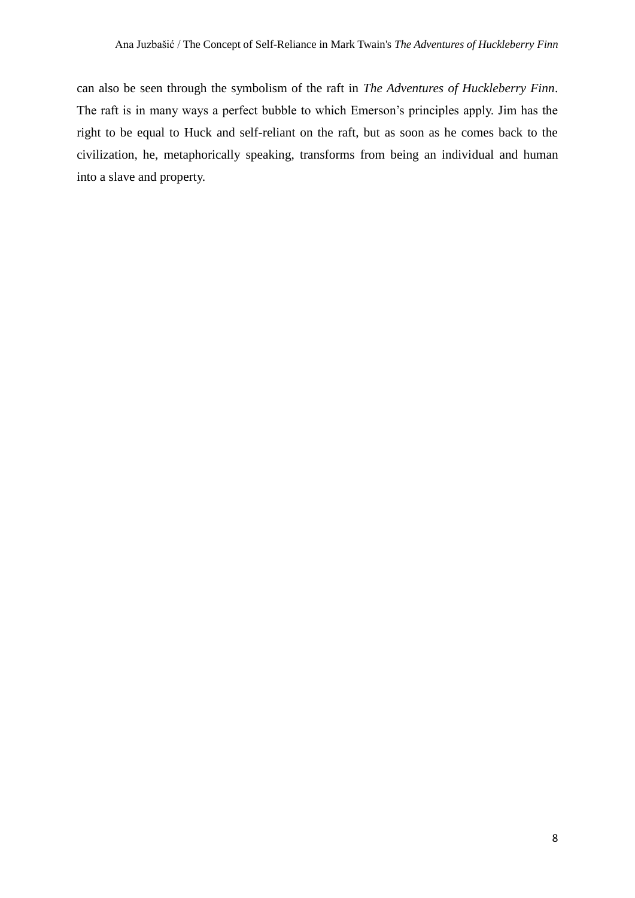can also be seen through the symbolism of the raft in *The Adventures of Huckleberry Finn*. The raft is in many ways a perfect bubble to which Emerson's principles apply. Jim has the right to be equal to Huck and self-reliant on the raft, but as soon as he comes back to the civilization, he, metaphorically speaking, transforms from being an individual and human into a slave and property.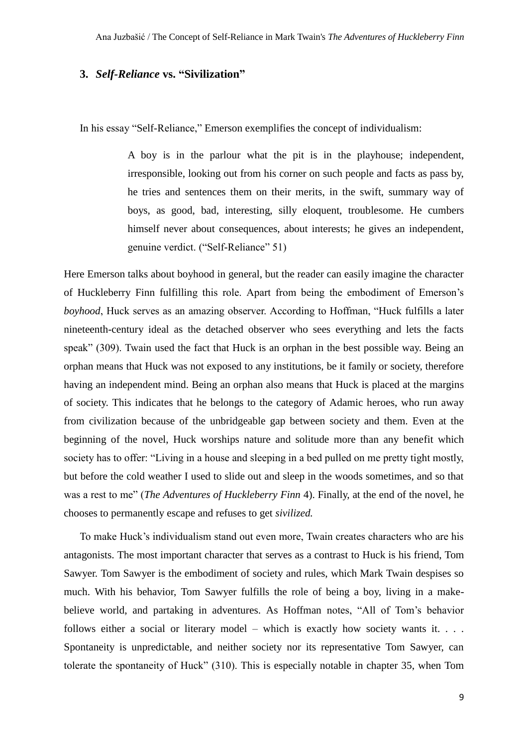## 3. *Self-Reliance* vs. "Sivilization"

In his essay "Self-Reliance," Emerson exemplifies the concept of individualism:

> A boy is in the parlour what the pit is in the playhouse; independent, irresponsible, looking out from his corner on such people and facts as pass by, he tries and sentences them on their merits, in the swift, summary way of boys, as good, bad, interesting, silly eloquent, troublesome. He cumbers himself never about consequences, about interests; he gives an independent, genuine verdict. ("Self-Reliance" 51)

Here Emerson talks about boyhood in general, but the reader can easily imagine the character of Huckleberry Finn fulfilling this role. Apart from being the embodiment of Emerson's *boyhood*, Huck serves as an amazing observer. According to Hoffman, "Huck fulfills a later nineteenth-century ideal as the detached observer who sees everything and lets the facts speak" (309). Twain used the fact that Huck is an orphan in the best possible way. Being an orphan means that Huck was not exposed to any institutions, be it family or society, therefore having an independent mind. Being an orphan also means that Huck is placed at the margins of society. This indicates that he belongs to the category of Adamic heroes, who run away from civilization because of the unbridgeable gap between society and them. Even at the beginning of the novel, Huck worships nature and solitude more than any benefit which society has to offer: "Living in a house and sleeping in a bed pulled on me pretty tight mostly, but before the cold weather I used to slide out and sleep in the woods sometimes, and so that was a rest to me" (*The Adventures of Huckleberry Finn* 4). Finally, at the end of the novel, he chooses to permanently escape and refuses to get *sivilized.*

To make Huck's individualism stand out even more, Twain creates characters who are his antagonists. The most important character that serves as a contrast to Huck is his friend, Tom Sawyer. Tom Sawyer is the embodiment of society and rules, which Mark Twain despises so much. With his behavior, Tom Sawyer fulfills the role of being a boy, living in a make-believe world, and partaking in adventures. As Hoffman notes, "All of Tom's behavior follows either a social or literary model – which is exactly how society wants it. . . . Spontaneity is unpredictable, and neither society nor its representative Tom Sawyer, can tolerate the spontaneity of Huck" (310). This is especially notable in chapter 35, when Tom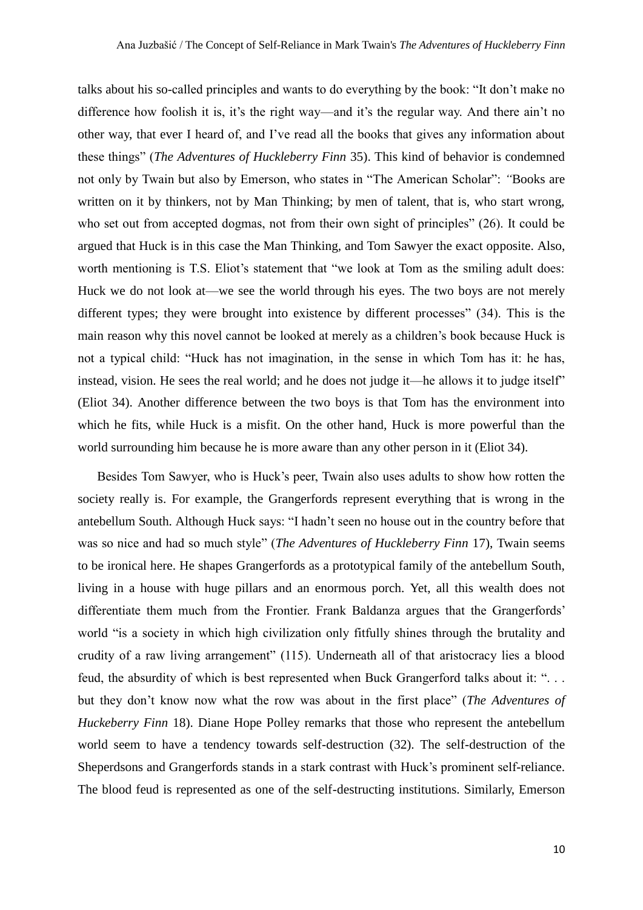talks about his so-called principles and wants to do everything by the book: "It don't make no difference how foolish it is, it's the right way—and it's the regular way. And there ain't no other way, that ever I heard of, and I've read all the books that gives any information about these things" (*The Adventures of Huckleberry Finn* 35). This kind of behavior is condemned not only by Twain but also by Emerson, who states in "The American Scholar": *"*Books are written on it by thinkers, not by Man Thinking; by men of talent, that is, who start wrong, who set out from accepted dogmas, not from their own sight of principles" (26). It could be argued that Huck is in this case the Man Thinking, and Tom Sawyer the exact opposite. Also, worth mentioning is T.S. Eliot's statement that "we look at Tom as the smiling adult does: Huck we do not look at—we see the world through his eyes. The two boys are not merely different types; they were brought into existence by different processes" (34). This is the main reason why this novel cannot be looked at merely as a children's book because Huck is not a typical child: "Huck has not imagination, in the sense in which Tom has it: he has, instead, vision. He sees the real world; and he does not judge it—he allows it to judge itself" (Eliot 34). Another difference between the two boys is that Tom has the environment into which he fits, while Huck is a misfit. On the other hand, Huck is more powerful than the world surrounding him because he is more aware than any other person in it (Eliot 34).

Besides Tom Sawyer, who is Huck's peer, Twain also uses adults to show how rotten the society really is. For example, the Grangerfords represent everything that is wrong in the antebellum South. Although Huck says: "I hadn't seen no house out in the country before that was so nice and had so much style" (*The Adventures of Huckleberry Finn* 17), Twain seems to be ironical here. He shapes Grangerfords as a prototypical family of the antebellum South, living in a house with huge pillars and an enormous porch. Yet, all this wealth does not differentiate them much from the Frontier. Frank Baldanza argues that the Grangerfords' world "is a society in which high civilization only fitfully shines through the brutality and crudity of a raw living arrangement" (115). Underneath all of that aristocracy lies a blood feud, the absurdity of which is best represented when Buck Grangerford talks about it: ". . . but they don't know now what the row was about in the first place" (*The Adventures of Huckeberry Finn* 18). Diane Hope Polley remarks that those who represent the antebellum world seem to have a tendency towards self-destruction (32). The self-destruction of the Sheperdsons and Grangerfords stands in a stark contrast with Huck's prominent self-reliance. The blood feud is represented as one of the self-destructing institutions. Similarly, Emerson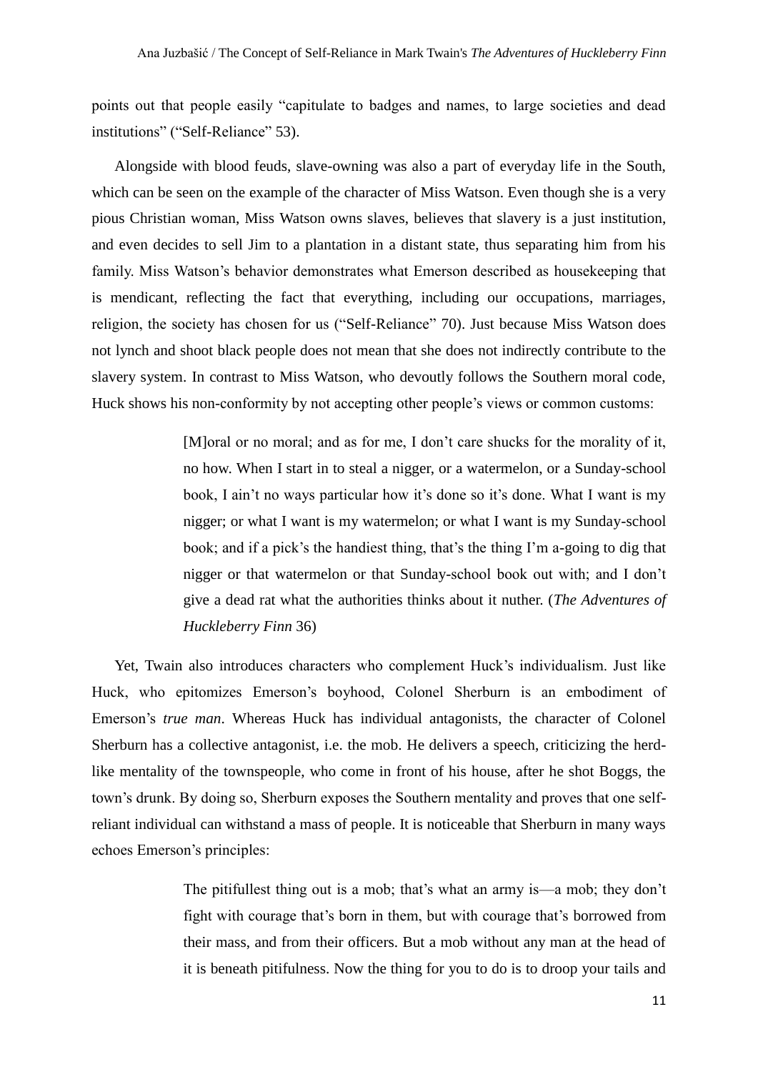points out that people easily "capitulate to badges and names, to large societies and dead institutions" ("Self-Reliance" 53).

Alongside with blood feuds, slave-owning was also a part of everyday life in the South, which can be seen on the example of the character of Miss Watson. Even though she is a very pious Christian woman, Miss Watson owns slaves, believes that slavery is a just institution, and even decides to sell Jim to a plantation in a distant state, thus separating him from his family. Miss Watson's behavior demonstrates what Emerson described as housekeeping that is mendicant, reflecting the fact that everything, including our occupations, marriages, religion, the society has chosen for us ("Self-Reliance" 70). Just because Miss Watson does not lynch and shoot black people does not mean that she does not indirectly contribute to the slavery system. In contrast to Miss Watson, who devoutly follows the Southern moral code, Huck shows his non-conformity by not accepting other people's views or common customs:

> [M]oral or no moral; and as for me, I don't care shucks for the morality of it, no how. When I start in to steal a nigger, or a watermelon, or a Sunday-school book, I ain't no ways particular how it's done so it's done. What I want is my nigger; or what I want is my watermelon; or what I want is my Sunday-school book; and if a pick's the handiest thing, that's the thing I'm a-going to dig that nigger or that watermelon or that Sunday-school book out with; and I don't give a dead rat what the authorities thinks about it nuther. (*The Adventures of Huckleberry Finn* 36)

Yet, Twain also introduces characters who complement Huck's individualism. Just like Huck, who epitomizes Emerson's boyhood, Colonel Sherburn is an embodiment of Emerson's *true man*. Whereas Huck has individual antagonists, the character of Colonel Sherburn has a collective antagonist, i.e. the mob. He delivers a speech, criticizing the herd-like mentality of the townspeople, who come in front of his house, after he shot Boggs, the town's drunk. By doing so, Sherburn exposes the Southern mentality and proves that one self-reliant individual can withstand a mass of people. It is noticeable that Sherburn in many ways echoes Emerson's principles:

> The pitifullest thing out is a mob; that's what an army is—a mob; they don't fight with courage that's born in them, but with courage that's borrowed from their mass, and from their officers. But a mob without any man at the head of it is beneath pitifulness. Now the thing for you to do is to droop your tails and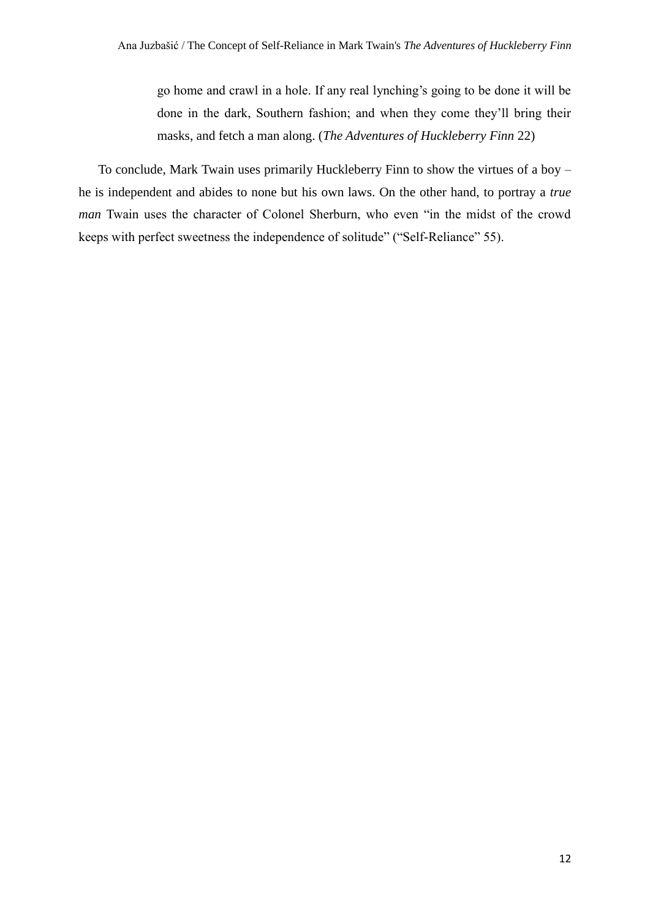> go home and crawl in a hole. If any real lynching's going to be done it will be done in the dark, Southern fashion; and when they come they'll bring their masks, and fetch a man along. (*The Adventures of Huckleberry Finn* 22)

To conclude, Mark Twain uses primarily Huckleberry Finn to show the virtues of a boy – he is independent and abides to none but his own laws. On the other hand, to portray a *true man* Twain uses the character of Colonel Sherburn, who even "in the midst of the crowd keeps with perfect sweetness the independence of solitude" ("Self-Reliance" 55).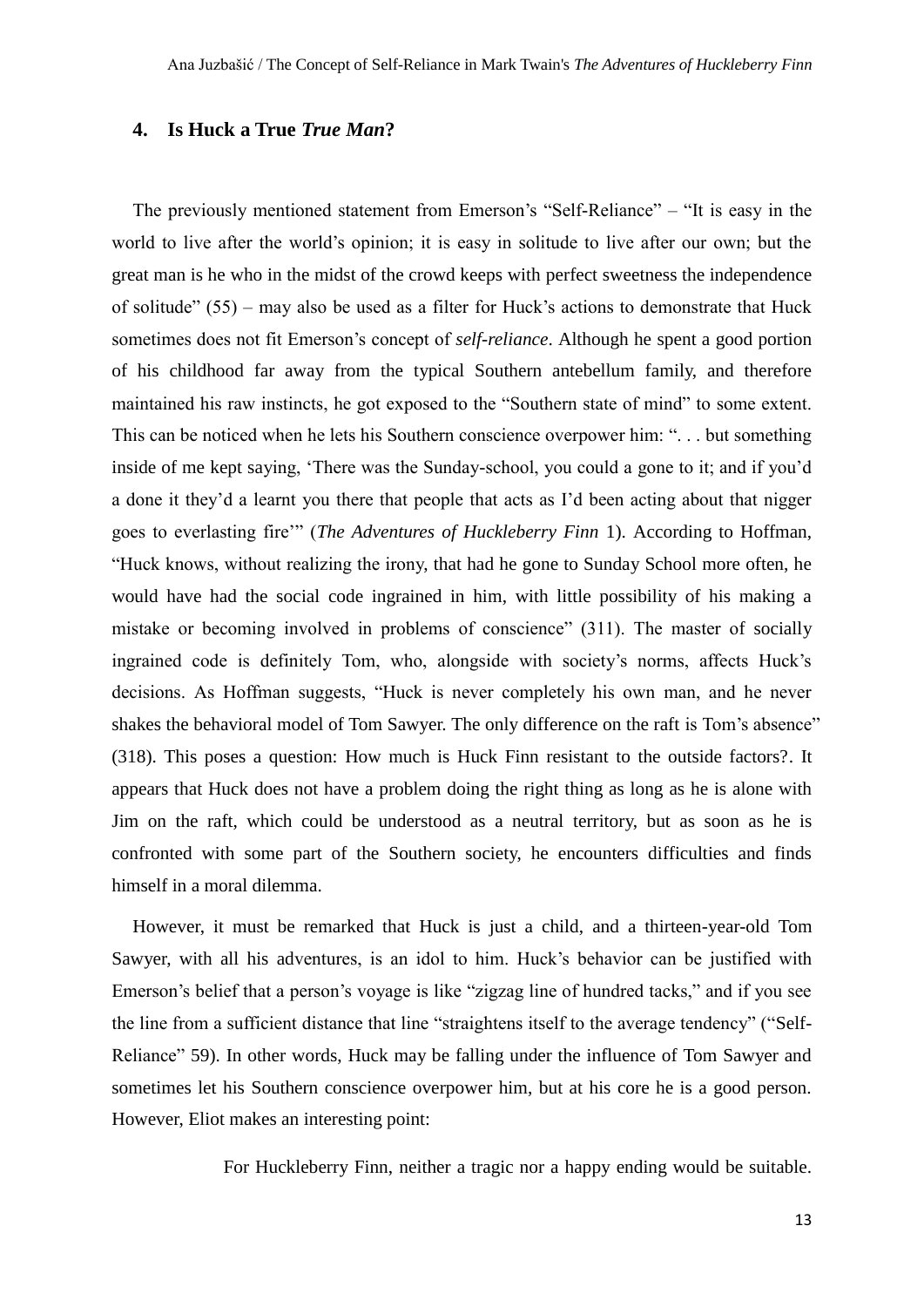## 4. Is Huck a True *True Man*?

The previously mentioned statement from Emerson's "Self-Reliance" – "It is easy in the world to live after the world's opinion; it is easy in solitude to live after our own; but the great man is he who in the midst of the crowd keeps with perfect sweetness the independence of solitude" (55) – may also be used as a filter for Huck's actions to demonstrate that Huck sometimes does not fit Emerson's concept of ***self-reliance***. Although he spent a good portion of his childhood far away from the typical Southern antebellum family, and therefore maintained his raw instincts, he got exposed to the "Southern state of mind" to some extent. This can be noticed when he lets his Southern conscience overpower him: ". . . but something inside of me kept saying, 'There was the Sunday-school, you could a gone to it; and if you'd a done it they'd a learnt you there that people that acts as I'd been acting about that nigger goes to everlasting fire'" (*The Adventures of Huckleberry Finn* 1). According to Hoffman, "Huck knows, without realizing the irony, that had he gone to Sunday School more often, he would have had the social code ingrained in him, with little possibility of his making a mistake or becoming involved in problems of conscience" (311). The master of socially ingrained code is definitely Tom, who, alongside with society's norms, affects Huck's decisions. As Hoffman suggests, "Huck is never completely his own man, and he never shakes the behavioral model of Tom Sawyer. The only difference on the raft is Tom's absence" (318). This poses a question: How much is Huck Finn resistant to the outside factors?. It appears that Huck does not have a problem doing the right thing as long as he is alone with Jim on the raft, which could be understood as a neutral territory, but as soon as he is confronted with some part of the Southern society, he encounters difficulties and finds himself in a moral dilemma.

However, it must be remarked that Huck is just a child, and a thirteen-year-old Tom Sawyer, with all his adventures, is an idol to him. Huck's behavior can be justified with Emerson's belief that a person's voyage is like "zigzag line of hundred tacks," and if you see the line from a sufficient distance that line "straightens itself to the average tendency" ("Self-Reliance" 59). In other words, Huck may be falling under the influence of Tom Sawyer and sometimes let his Southern conscience overpower him, but at his core he is a good person. However, Eliot makes an interesting point:

> For Huckleberry Finn, neither a tragic nor a happy ending would be suitable.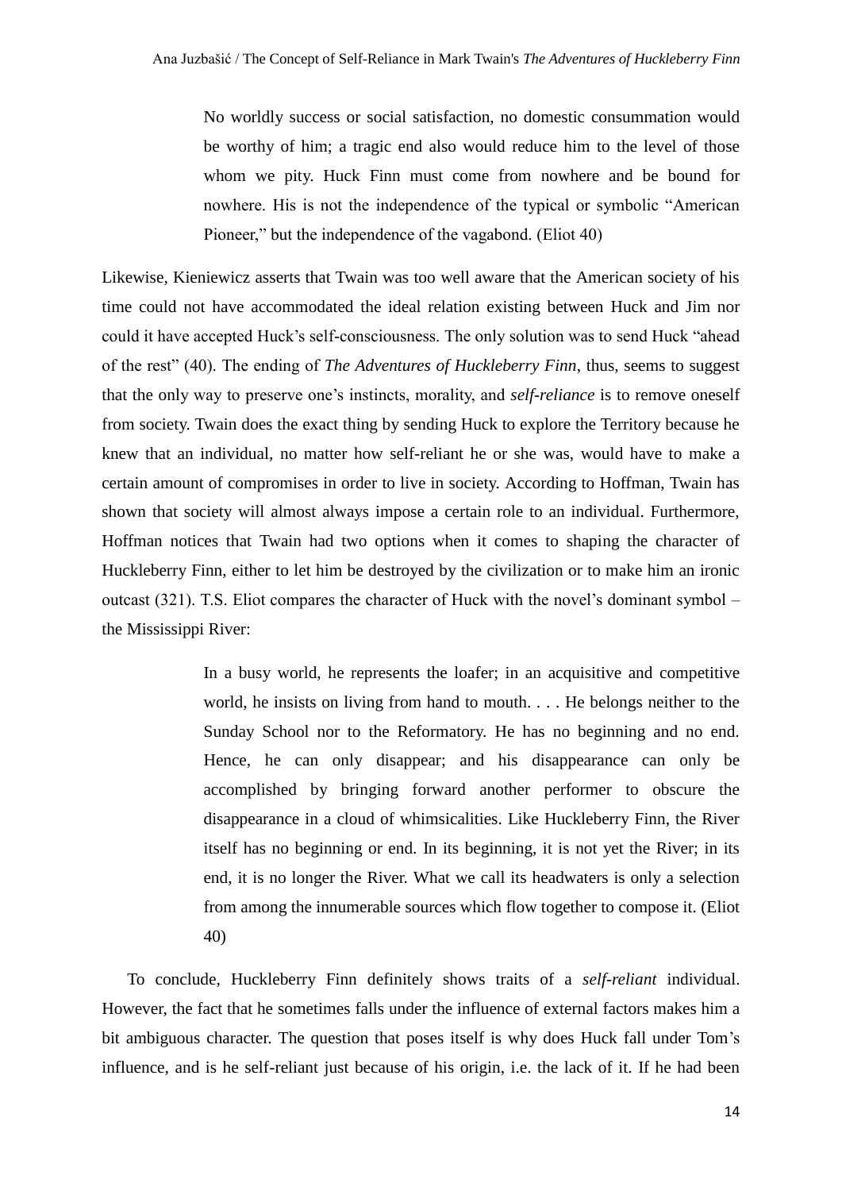> No worldly success or social satisfaction, no domestic consummation would be worthy of him; a tragic end also would reduce him to the level of those whom we pity. Huck Finn must come from nowhere and be bound for nowhere. His is not the independence of the typical or symbolic "American Pioneer," but the independence of the vagabond. (Eliot 40)

Likewise, Kieniewicz asserts that Twain was too well aware that the American society of his time could not have accommodated the ideal relation existing between Huck and Jim nor could it have accepted Huck's self-consciousness. The only solution was to send Huck "ahead of the rest" (40). The ending of *The Adventures of Huckleberry Finn*, thus, seems to suggest that the only way to preserve one's instincts, morality, and *self-reliance* is to remove oneself from society. Twain does the exact thing by sending Huck to explore the Territory because he knew that an individual, no matter how self-reliant he or she was, would have to make a certain amount of compromises in order to live in society. According to Hoffman, Twain has shown that society will almost always impose a certain role to an individual. Furthermore, Hoffman notices that Twain had two options when it comes to shaping the character of Huckleberry Finn, either to let him be destroyed by the civilization or to make him an ironic outcast (321). T.S. Eliot compares the character of Huck with the novel's dominant symbol – the Mississippi River:

> In a busy world, he represents the loafer; in an acquisitive and competitive world, he insists on living from hand to mouth. . . . He belongs neither to the Sunday School nor to the Reformatory. He has no beginning and no end. Hence, he can only disappear; and his disappearance can only be accomplished by bringing forward another performer to obscure the disappearance in a cloud of whimsicalities. Like Huckleberry Finn, the River itself has no beginning or end. In its beginning, it is not yet the River; in its end, it is no longer the River. What we call its headwaters is only a selection from among the innumerable sources which flow together to compose it. (Eliot 40)

To conclude, Huckleberry Finn definitely shows traits of a *self-reliant* individual. However, the fact that he sometimes falls under the influence of external factors makes him a bit ambiguous character. The question that poses itself is why does Huck fall under Tom's influence, and is he self-reliant just because of his origin, i.e. the lack of it. If he had been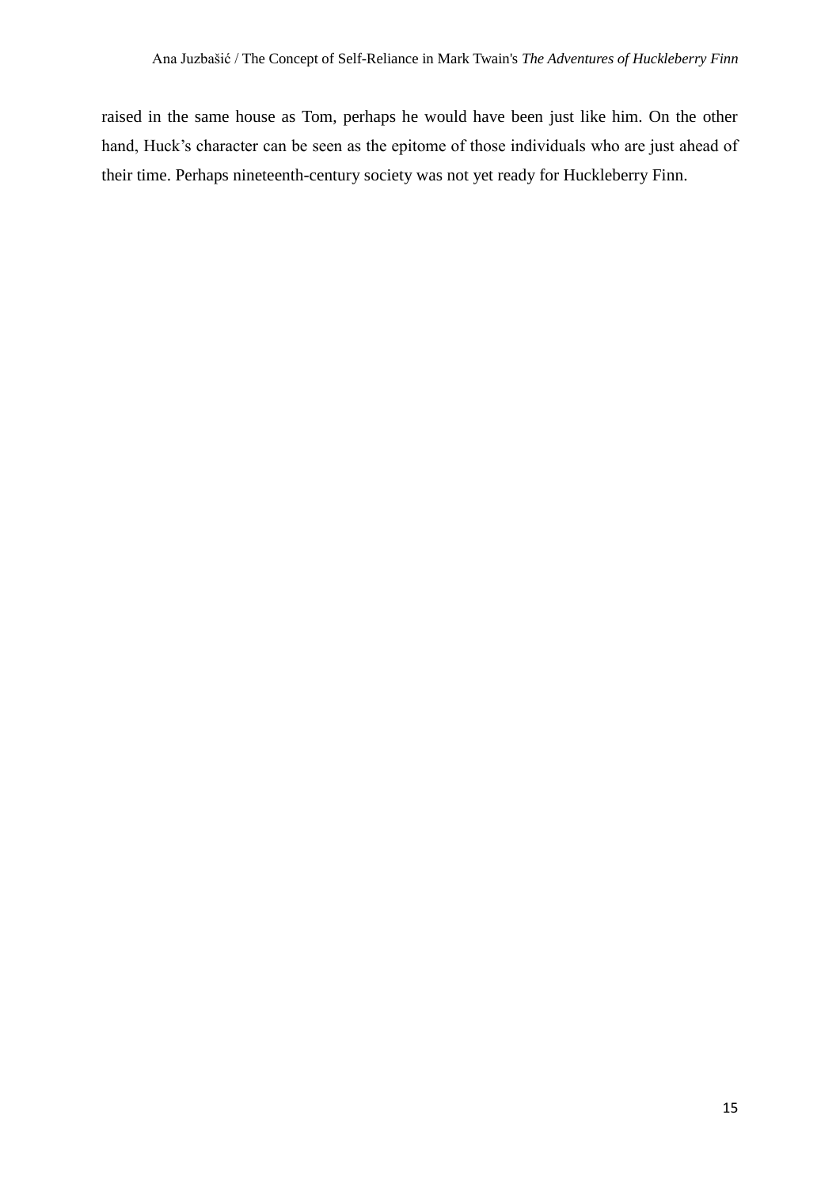raised in the same house as Tom, perhaps he would have been just like him. On the other hand, Huck’s character can be seen as the epitome of those individuals who are just ahead of their time. Perhaps nineteenth-century society was not yet ready for Huckleberry Finn.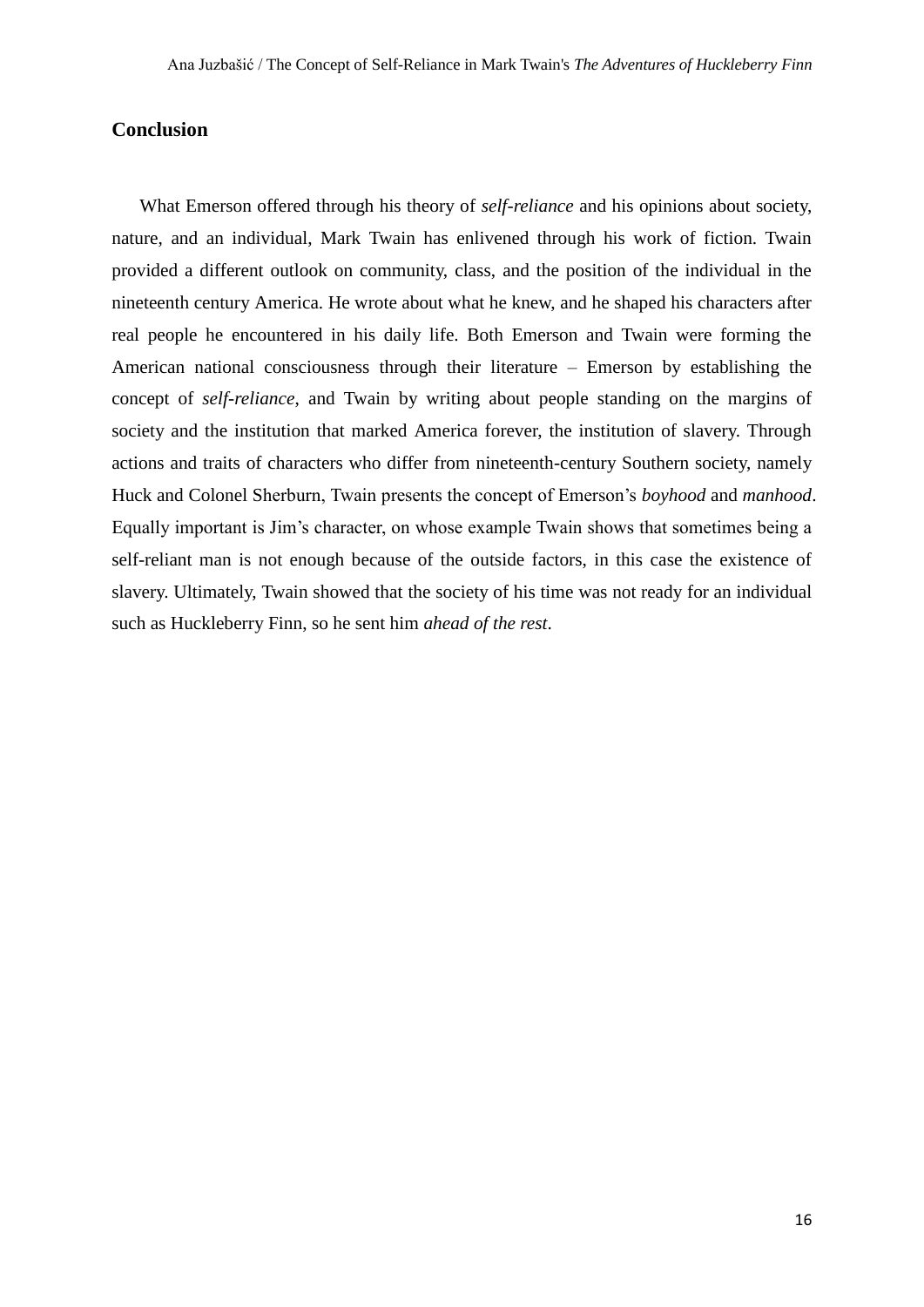## Conclusion

What Emerson offered through his theory of *self-reliance* and his opinions about society, nature, and an individual, Mark Twain has enlivened through his work of fiction. Twain provided a different outlook on community, class, and the position of the individual in the nineteenth century America. He wrote about what he knew, and he shaped his characters after real people he encountered in his daily life. Both Emerson and Twain were forming the American national consciousness through their literature – Emerson by establishing the concept of *self-reliance*, and Twain by writing about people standing on the margins of society and the institution that marked America forever, the institution of slavery. Through actions and traits of characters who differ from nineteenth-century Southern society, namely Huck and Colonel Sherburn, Twain presents the concept of Emerson's *boyhood* and *manhood*. Equally important is Jim's character, on whose example Twain shows that sometimes being a self-reliant man is not enough because of the outside factors, in this case the existence of slavery. Ultimately, Twain showed that the society of his time was not ready for an individual such as Huckleberry Finn, so he sent him *ahead of the rest*.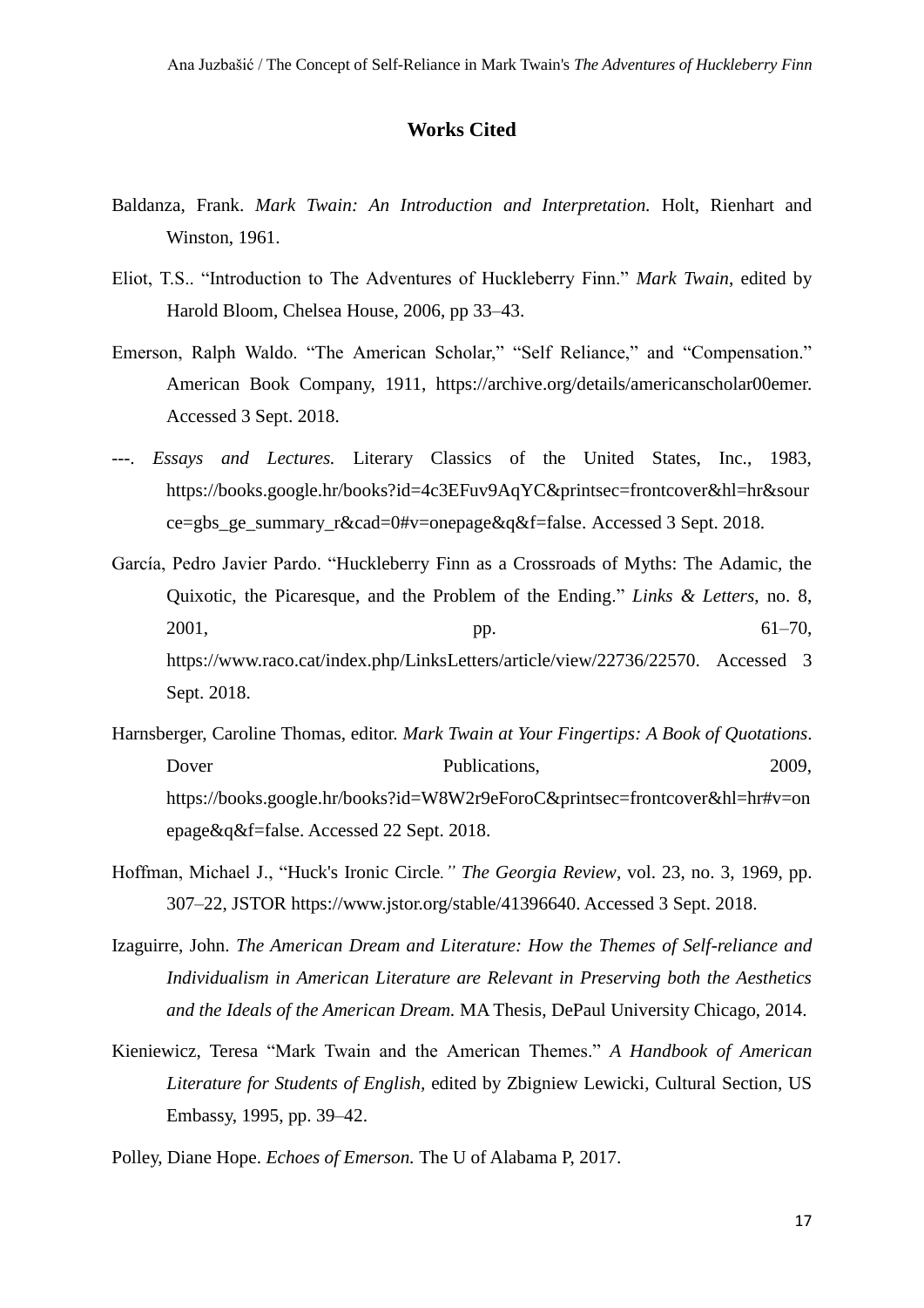## Works Cited

Baldanza, Frank. *Mark Twain: An Introduction and Interpretation.* Holt, Rienhart and Winston, 1961.

Eliot, T.S.. "Introduction to The Adventures of Huckleberry Finn." *Mark Twain*, edited by Harold Bloom, Chelsea House, 2006, pp 33–43.

Emerson, Ralph Waldo. "The American Scholar," "Self Reliance," and "Compensation." American Book Company, 1911, https://archive.org/details/americanscholar00emer. Accessed 3 Sept. 2018.

---. *Essays and Lectures.* Literary Classics of the United States, Inc., 1983, https://books.google.hr/books?id=4c3EFuv9AqYC&printsec=frontcover&hl=hr&source=gbs_ge_summary_r&cad=0#v=onepage&q&f=false. Accessed 3 Sept. 2018.

García, Pedro Javier Pardo. "Huckleberry Finn as a Crossroads of Myths: The Adamic, the Quixotic, the Picaresque, and the Problem of the Ending." *Links & Letters*, no. 8, 2001, pp. 61–70, https://www.raco.cat/index.php/LinksLetters/article/view/22736/22570. Accessed 3 Sept. 2018.

Harnsberger, Caroline Thomas, editor. *Mark Twain at Your Fingertips: A Book of Quotations*. Dover Publications, 2009, https://books.google.hr/books?id=W8W2r9eForoC&printsec=frontcover&hl=hr#v=onepage&q&f=false. Accessed 22 Sept. 2018.

Hoffman, Michael J., "Huck's Ironic Circle*." The Georgia Review*, vol. 23, no. 3, 1969, pp. 307–22, JSTOR https://www.jstor.org/stable/41396640. Accessed 3 Sept. 2018.

Izaguirre, John. *The American Dream and Literature: How the Themes of Self-reliance and Individualism in American Literature are Relevant in Preserving both the Aesthetics and the Ideals of the American Dream.* MA Thesis, DePaul University Chicago, 2014.

Kieniewicz, Teresa "Mark Twain and the American Themes." *A Handbook of American Literature for Students of English,* edited by Zbigniew Lewicki, Cultural Section, US Embassy, 1995, pp. 39–42.

Polley, Diane Hope. *Echoes of Emerson.* The U of Alabama P, 2017.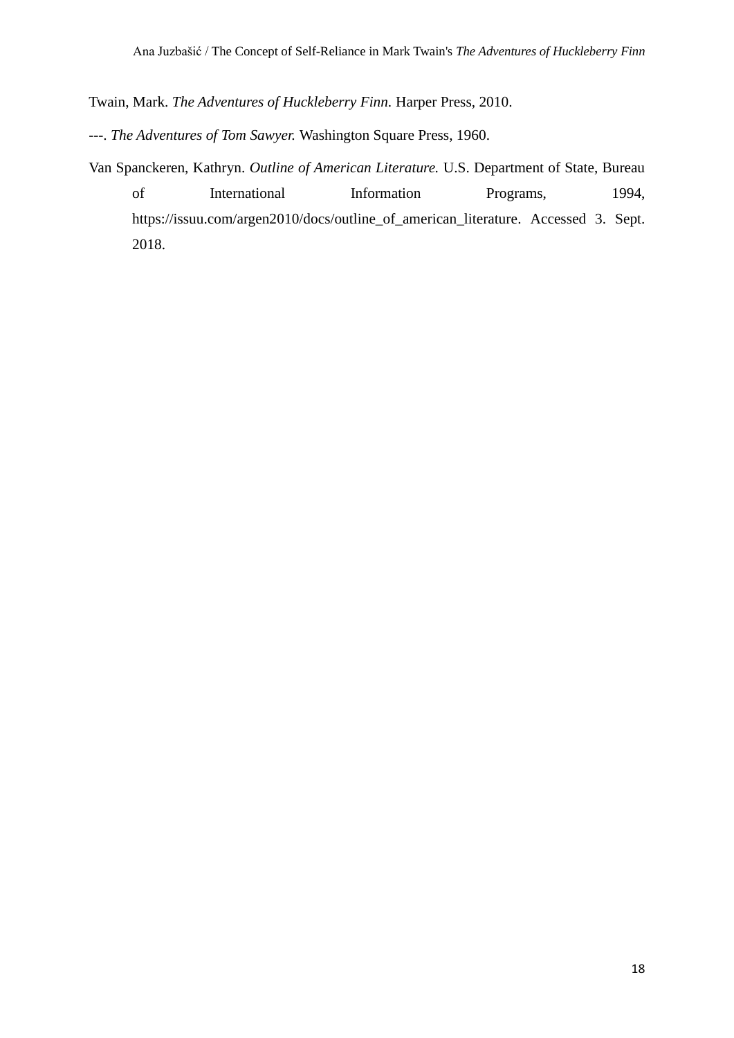Twain, Mark. *The Adventures of Huckleberry Finn.* Harper Press, 2010.

---. *The Adventures of Tom Sawyer.* Washington Square Press, 1960.

Van Spanckeren, Kathryn. *Outline of American Literature.* U.S. Department of State, Bureau of International Information Programs, 1994, https://issuu.com/argen2010/docs/outline_of_american_literature. Accessed 3. Sept. 2018.